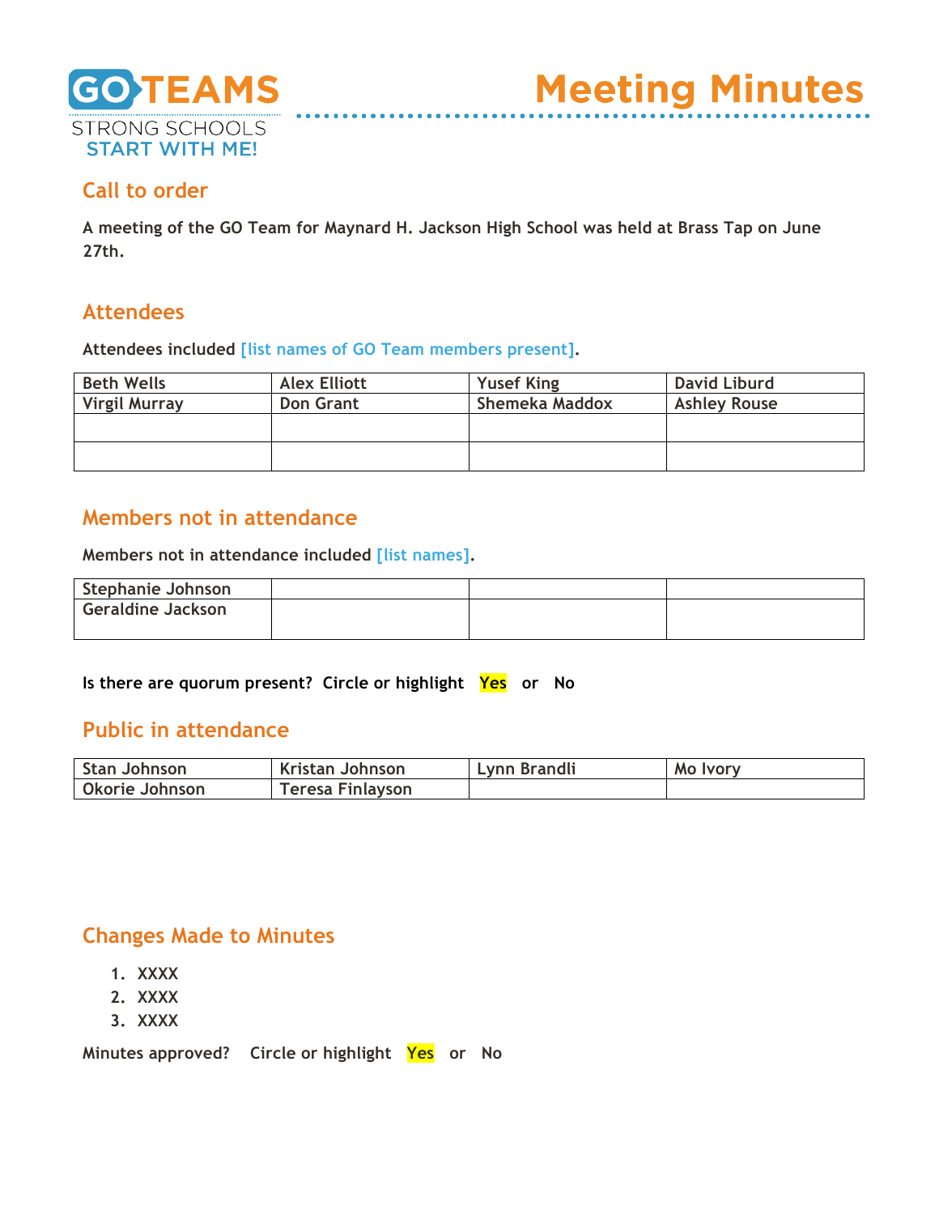GO TEAMS
STRONG SCHOOLS
START WITH ME!

# Meeting Minutes

## Call to order

**A meeting of the GO Team for Maynard H. Jackson High School was held at Brass Tap on June 27th.**

## Attendees

**Attendees included [list names of GO Team members present].**

| Beth Wells | Alex Elliott | Yusef King | David Liburd |
|---|---|---|---|
| Virgil Murray | Don Grant | Shemeka Maddox | Ashley Rouse |
| | | | |
| | | | |

## Members not in attendance

**Members not in attendance included [list names].**

| Stephanie Johnson | | | |
|---|---|---|---|
| Geraldine Jackson | | | |

**Is there are quorum present? Circle or highlight Yes or No**

## Public in attendance

| Stan Johnson | Kristan Johnson | Lynn Brandli | Mo Ivory |
|---|---|---|---|
| Okorie Johnson | Teresa Finlayson | | |

## Changes Made to Minutes

1. XXXX
2. XXXX
3. XXXX

**Minutes approved? Circle or highlight Yes or No**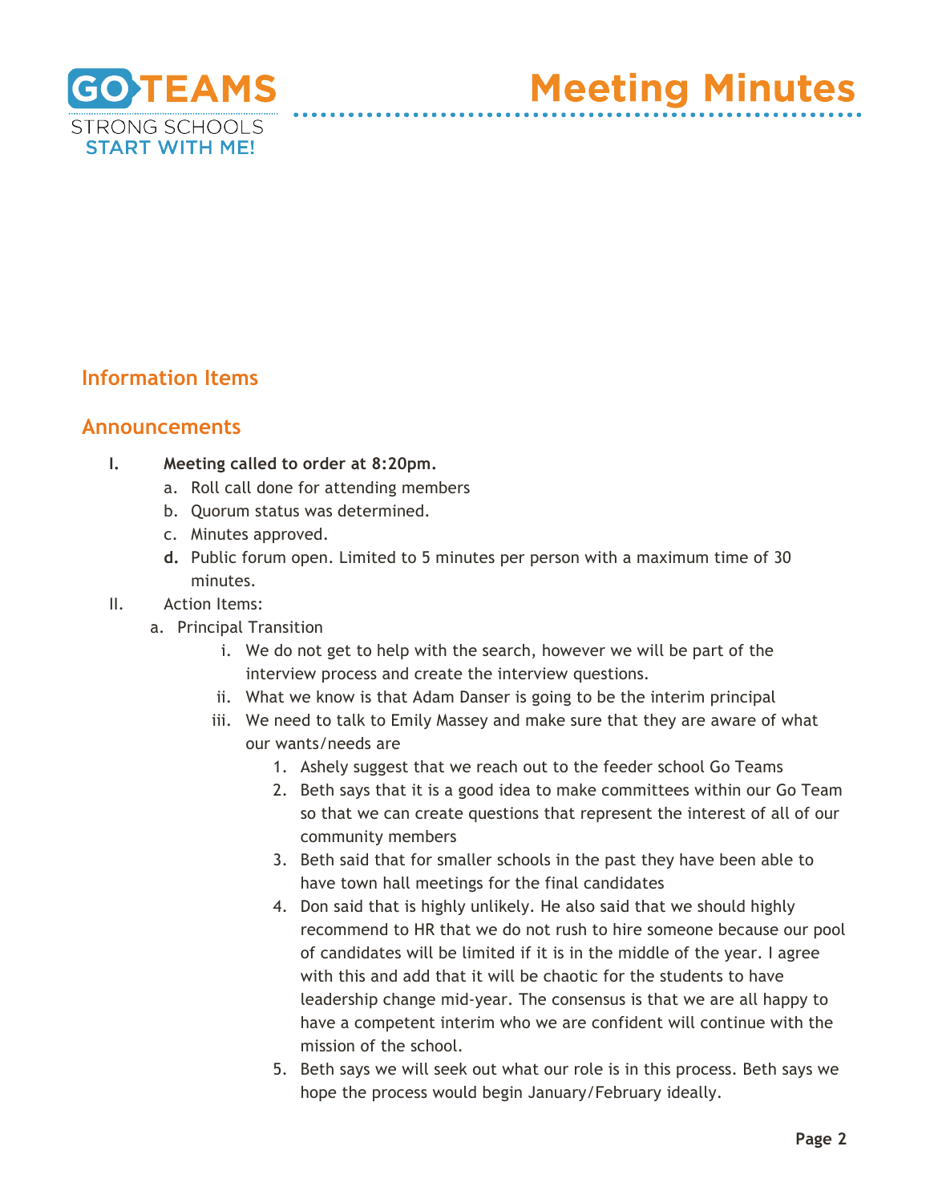# Meeting Minutes

## Information Items

## Announcements

I. **Meeting called to order at 8:20pm.**
   a. Roll call done for attending members
   b. Quorum status was determined.
   c. Minutes approved.
   d. Public forum open. Limited to 5 minutes per person with a maximum time of 30 minutes.

II. Action Items:
   a. Principal Transition
      i. We do not get to help with the search, however we will be part of the interview process and create the interview questions.
      ii. What we know is that Adam Danser is going to be the interim principal
      iii. We need to talk to Emily Massey and make sure that they are aware of what our wants/needs are
         1. Ashely suggest that we reach out to the feeder school Go Teams
         2. Beth says that it is a good idea to make committees within our Go Team so that we can create questions that represent the interest of all of our community members
         3. Beth said that for smaller schools in the past they have been able to have town hall meetings for the final candidates
         4. Don said that is highly unlikely. He also said that we should highly recommend to HR that we do not rush to hire someone because our pool of candidates will be limited if it is in the middle of the year. I agree with this and add that it will be chaotic for the students to have leadership change mid-year. The consensus is that we are all happy to have a competent interim who we are confident will continue with the mission of the school.
         5. Beth says we will seek out what our role is in this process. Beth says we hope the process would begin January/February ideally.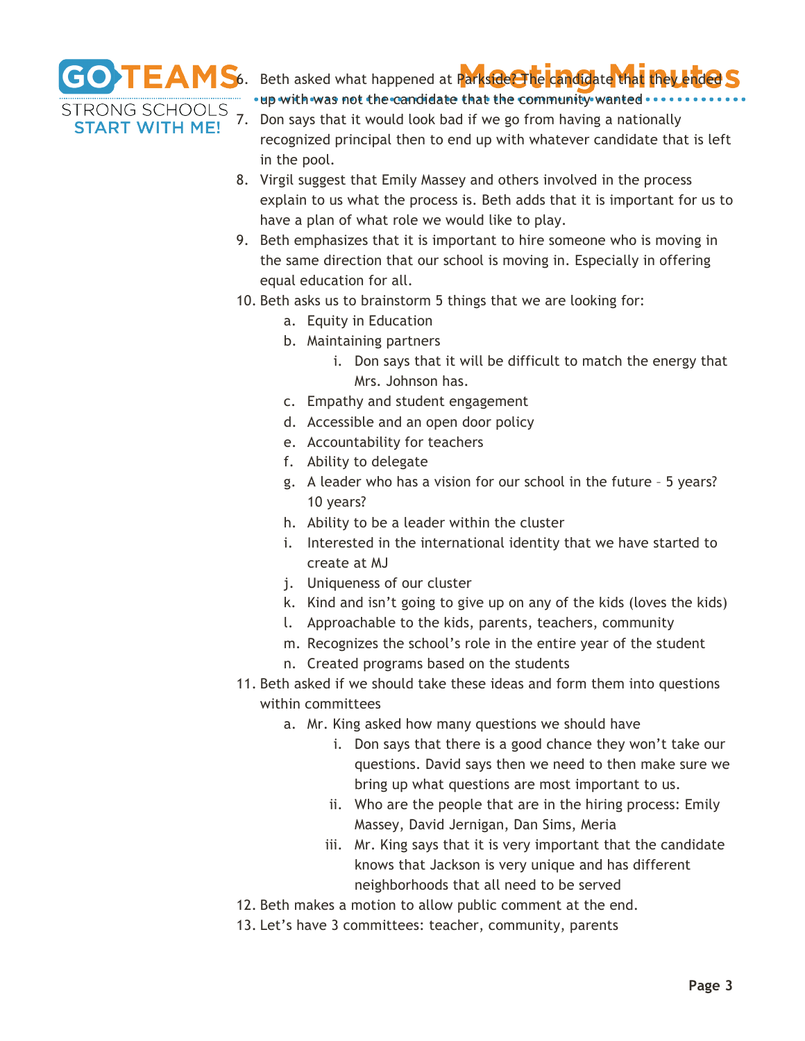6. Beth asked what happened at Parkside? The candidate that they ended up with was not the candidate that the community wanted
7. Don says that it would look bad if we go from having a nationally recognized principal then to end up with whatever candidate that is left in the pool.
8. Virgil suggest that Emily Massey and others involved in the process explain to us what the process is. Beth adds that it is important for us to have a plan of what role we would like to play.
9. Beth emphasizes that it is important to hire someone who is moving in the same direction that our school is moving in. Especially in offering equal education for all.
10. Beth asks us to brainstorm 5 things that we are looking for:
    a. Equity in Education
    b. Maintaining partners
        i. Don says that it will be difficult to match the energy that Mrs. Johnson has.
    c. Empathy and student engagement
    d. Accessible and an open door policy
    e. Accountability for teachers
    f. Ability to delegate
    g. A leader who has a vision for our school in the future – 5 years? 10 years?
    h. Ability to be a leader within the cluster
    i. Interested in the international identity that we have started to create at MJ
    j. Uniqueness of our cluster
    k. Kind and isn't going to give up on any of the kids (loves the kids)
    l. Approachable to the kids, parents, teachers, community
    m. Recognizes the school's role in the entire year of the student
    n. Created programs based on the students
11. Beth asked if we should take these ideas and form them into questions within committees
    a. Mr. King asked how many questions we should have
        i. Don says that there is a good chance they won't take our questions. David says then we need to then make sure we bring up what questions are most important to us.
        ii. Who are the people that are in the hiring process: Emily Massey, David Jernigan, Dan Sims, Meria
        iii. Mr. King says that it is very important that the candidate knows that Jackson is very unique and has different neighborhoods that all need to be served
12. Beth makes a motion to allow public comment at the end.
13. Let's have 3 committees: teacher, community, parents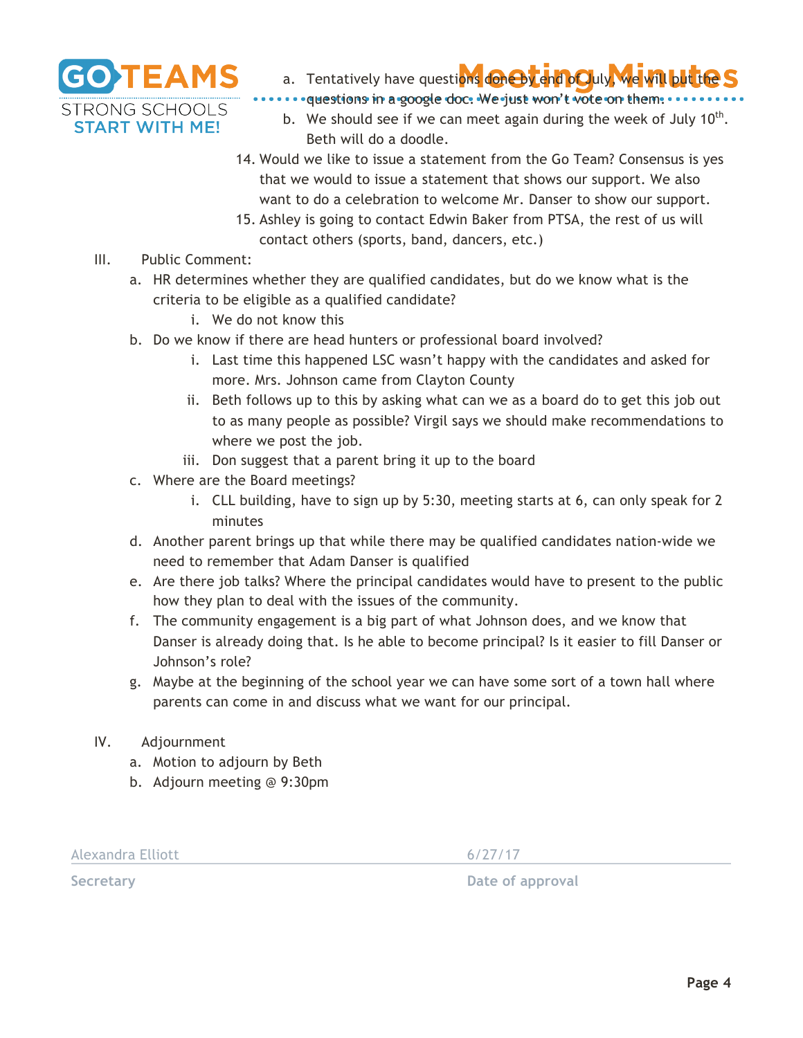a. Tentatively have questions done by end of July, we will put the questions in a google doc. We just won't vote on them.
b. We should see if we can meet again during the week of July 10th. Beth will do a doodle.

14. Would we like to issue a statement from the Go Team? Consensus is yes that we would to issue a statement that shows our support. We also want to do a celebration to welcome Mr. Danser to show our support.
15. Ashley is going to contact Edwin Baker from PTSA, the rest of us will contact others (sports, band, dancers, etc.)

III. Public Comment:

a. HR determines whether they are qualified candidates, but do we know what is the criteria to be eligible as a qualified candidate?
   i. We do not know this
b. Do we know if there are head hunters or professional board involved?
   i. Last time this happened LSC wasn't happy with the candidates and asked for more. Mrs. Johnson came from Clayton County
   ii. Beth follows up to this by asking what can we as a board do to get this job out to as many people as possible? Virgil says we should make recommendations to where we post the job.
   iii. Don suggest that a parent bring it up to the board
c. Where are the Board meetings?
   i. CLL building, have to sign up by 5:30, meeting starts at 6, can only speak for 2 minutes
d. Another parent brings up that while there may be qualified candidates nation-wide we need to remember that Adam Danser is qualified
e. Are there job talks? Where the principal candidates would have to present to the public how they plan to deal with the issues of the community.
f. The community engagement is a big part of what Johnson does, and we know that Danser is already doing that. Is he able to become principal? Is it easier to fill Danser or Johnson's role?
g. Maybe at the beginning of the school year we can have some sort of a town hall where parents can come in and discuss what we want for our principal.

IV. Adjournment

a. Motion to adjourn by Beth
b. Adjourn meeting @ 9:30pm

| | |
|---|---|
| Alexandra Elliott | 6/27/17 |
| **Secretary** | **Date of approval** |